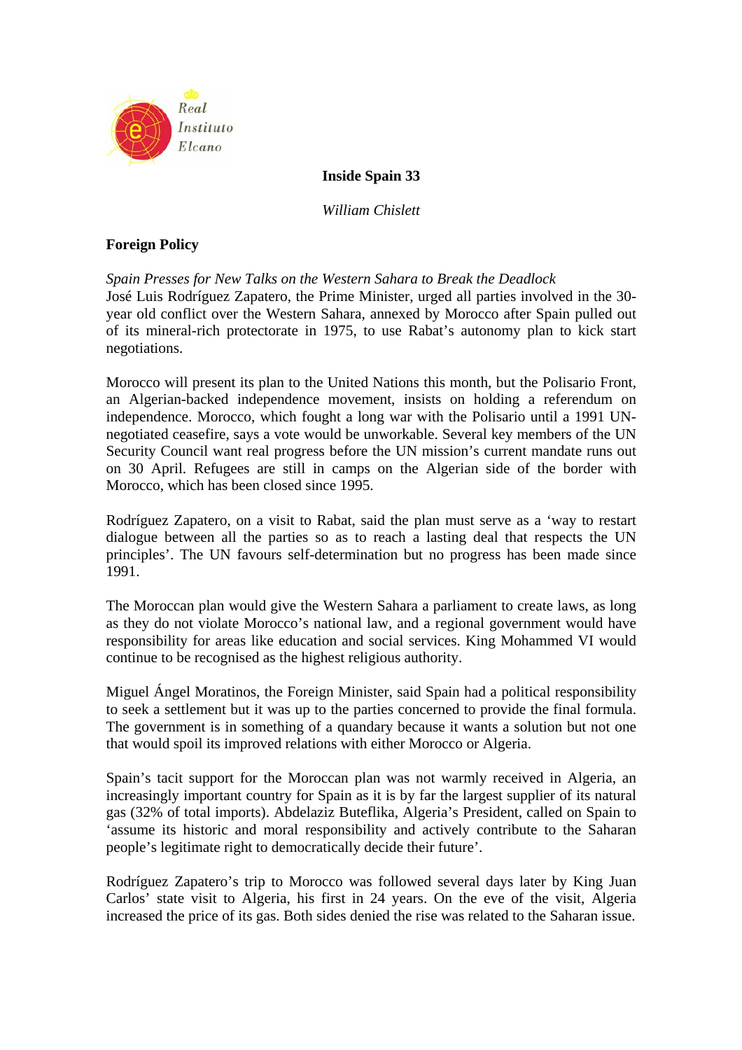**Inside Spain 33**

*William Chislett*

## Foreign Policy

*Spain Presses for New Talks on the Western Sahara to Break the Deadlock*

José Luis Rodríguez Zapatero, the Prime Minister, urged all parties involved in the 30-year old conflict over the Western Sahara, annexed by Morocco after Spain pulled out of its mineral-rich protectorate in 1975, to use Rabat's autonomy plan to kick start negotiations.

Morocco will present its plan to the United Nations this month, but the Polisario Front, an Algerian-backed independence movement, insists on holding a referendum on independence. Morocco, which fought a long war with the Polisario until a 1991 UN-negotiated ceasefire, says a vote would be unworkable. Several key members of the UN Security Council want real progress before the UN mission's current mandate runs out on 30 April. Refugees are still in camps on the Algerian side of the border with Morocco, which has been closed since 1995.

Rodríguez Zapatero, on a visit to Rabat, said the plan must serve as a 'way to restart dialogue between all the parties so as to reach a lasting deal that respects the UN principles'. The UN favours self-determination but no progress has been made since 1991.

The Moroccan plan would give the Western Sahara a parliament to create laws, as long as they do not violate Morocco's national law, and a regional government would have responsibility for areas like education and social services. King Mohammed VI would continue to be recognised as the highest religious authority.

Miguel Ángel Moratinos, the Foreign Minister, said Spain had a political responsibility to seek a settlement but it was up to the parties concerned to provide the final formula. The government is in something of a quandary because it wants a solution but not one that would spoil its improved relations with either Morocco or Algeria.

Spain's tacit support for the Moroccan plan was not warmly received in Algeria, an increasingly important country for Spain as it is by far the largest supplier of its natural gas (32% of total imports). Abdelaziz Buteflika, Algeria's President, called on Spain to 'assume its historic and moral responsibility and actively contribute to the Saharan people's legitimate right to democratically decide their future'.

Rodríguez Zapatero's trip to Morocco was followed several days later by King Juan Carlos' state visit to Algeria, his first in 24 years. On the eve of the visit, Algeria increased the price of its gas. Both sides denied the rise was related to the Saharan issue.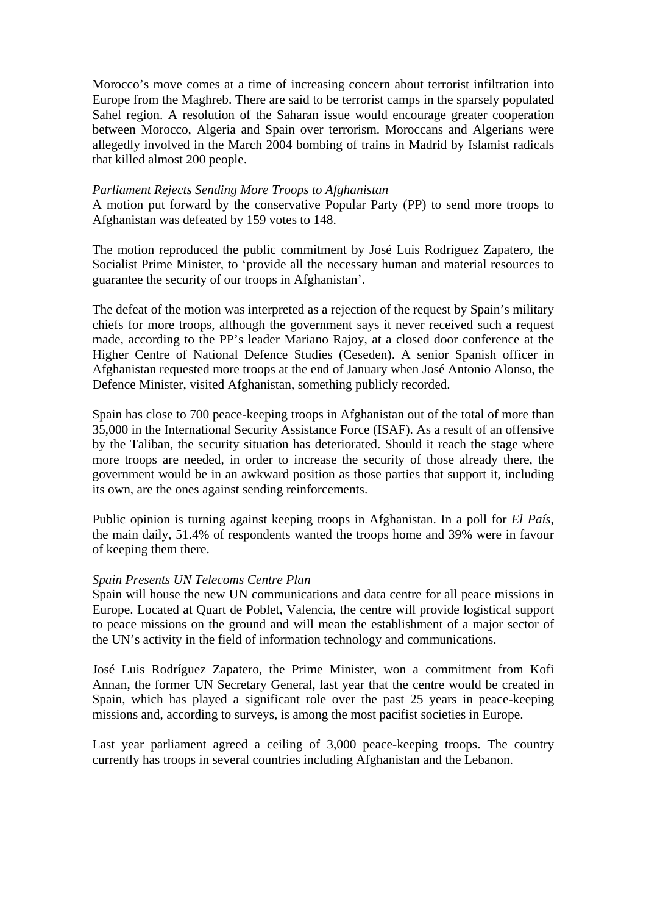Morocco's move comes at a time of increasing concern about terrorist infiltration into Europe from the Maghreb. There are said to be terrorist camps in the sparsely populated Sahel region. A resolution of the Saharan issue would encourage greater cooperation between Morocco, Algeria and Spain over terrorism. Moroccans and Algerians were allegedly involved in the March 2004 bombing of trains in Madrid by Islamist radicals that killed almost 200 people.

*Parliament Rejects Sending More Troops to Afghanistan*
A motion put forward by the conservative Popular Party (PP) to send more troops to Afghanistan was defeated by 159 votes to 148.

The motion reproduced the public commitment by José Luis Rodríguez Zapatero, the Socialist Prime Minister, to 'provide all the necessary human and material resources to guarantee the security of our troops in Afghanistan'.

The defeat of the motion was interpreted as a rejection of the request by Spain's military chiefs for more troops, although the government says it never received such a request made, according to the PP's leader Mariano Rajoy, at a closed door conference at the Higher Centre of National Defence Studies (Ceseden). A senior Spanish officer in Afghanistan requested more troops at the end of January when José Antonio Alonso, the Defence Minister, visited Afghanistan, something publicly recorded.

Spain has close to 700 peace-keeping troops in Afghanistan out of the total of more than 35,000 in the International Security Assistance Force (ISAF). As a result of an offensive by the Taliban, the security situation has deteriorated. Should it reach the stage where more troops are needed, in order to increase the security of those already there, the government would be in an awkward position as those parties that support it, including its own, are the ones against sending reinforcements.

Public opinion is turning against keeping troops in Afghanistan. In a poll for *El País*, the main daily, 51.4% of respondents wanted the troops home and 39% were in favour of keeping them there.

*Spain Presents UN Telecoms Centre Plan*
Spain will house the new UN communications and data centre for all peace missions in Europe. Located at Quart de Poblet, Valencia, the centre will provide logistical support to peace missions on the ground and will mean the establishment of a major sector of the UN's activity in the field of information technology and communications.

José Luis Rodríguez Zapatero, the Prime Minister, won a commitment from Kofi Annan, the former UN Secretary General, last year that the centre would be created in Spain, which has played a significant role over the past 25 years in peace-keeping missions and, according to surveys, is among the most pacifist societies in Europe.

Last year parliament agreed a ceiling of 3,000 peace-keeping troops. The country currently has troops in several countries including Afghanistan and the Lebanon.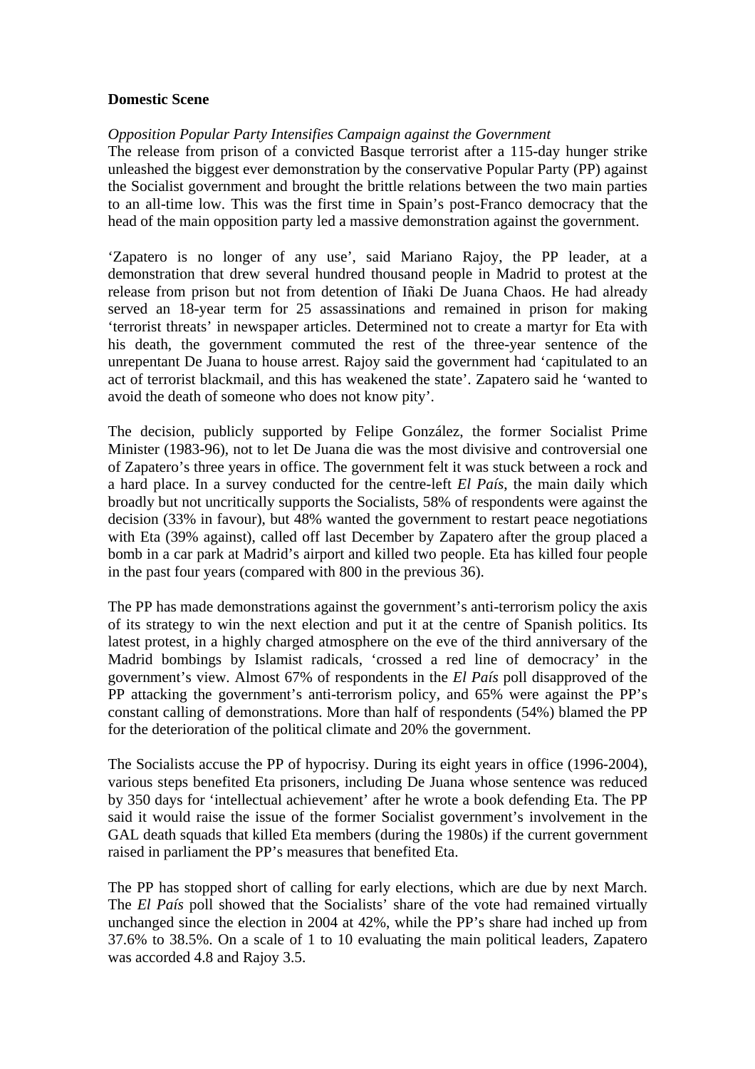**Domestic Scene**

*Opposition Popular Party Intensifies Campaign against the Government*

The release from prison of a convicted Basque terrorist after a 115-day hunger strike unleashed the biggest ever demonstration by the conservative Popular Party (PP) against the Socialist government and brought the brittle relations between the two main parties to an all-time low. This was the first time in Spain's post-Franco democracy that the head of the main opposition party led a massive demonstration against the government.

'Zapatero is no longer of any use', said Mariano Rajoy, the PP leader, at a demonstration that drew several hundred thousand people in Madrid to protest at the release from prison but not from detention of Iñaki De Juana Chaos. He had already served an 18-year term for 25 assassinations and remained in prison for making 'terrorist threats' in newspaper articles. Determined not to create a martyr for Eta with his death, the government commuted the rest of the three-year sentence of the unrepentant De Juana to house arrest. Rajoy said the government had 'capitulated to an act of terrorist blackmail, and this has weakened the state'. Zapatero said he 'wanted to avoid the death of someone who does not know pity'.

The decision, publicly supported by Felipe González, the former Socialist Prime Minister (1983-96), not to let De Juana die was the most divisive and controversial one of Zapatero's three years in office. The government felt it was stuck between a rock and a hard place. In a survey conducted for the centre-left *El País*, the main daily which broadly but not uncritically supports the Socialists, 58% of respondents were against the decision (33% in favour), but 48% wanted the government to restart peace negotiations with Eta (39% against), called off last December by Zapatero after the group placed a bomb in a car park at Madrid's airport and killed two people. Eta has killed four people in the past four years (compared with 800 in the previous 36).

The PP has made demonstrations against the government's anti-terrorism policy the axis of its strategy to win the next election and put it at the centre of Spanish politics. Its latest protest, in a highly charged atmosphere on the eve of the third anniversary of the Madrid bombings by Islamist radicals, 'crossed a red line of democracy' in the government's view. Almost 67% of respondents in the *El País* poll disapproved of the PP attacking the government's anti-terrorism policy, and 65% were against the PP's constant calling of demonstrations. More than half of respondents (54%) blamed the PP for the deterioration of the political climate and 20% the government.

The Socialists accuse the PP of hypocrisy. During its eight years in office (1996-2004), various steps benefited Eta prisoners, including De Juana whose sentence was reduced by 350 days for 'intellectual achievement' after he wrote a book defending Eta. The PP said it would raise the issue of the former Socialist government's involvement in the GAL death squads that killed Eta members (during the 1980s) if the current government raised in parliament the PP's measures that benefited Eta.

The PP has stopped short of calling for early elections, which are due by next March. The *El País* poll showed that the Socialists' share of the vote had remained virtually unchanged since the election in 2004 at 42%, while the PP's share had inched up from 37.6% to 38.5%. On a scale of 1 to 10 evaluating the main political leaders, Zapatero was accorded 4.8 and Rajoy 3.5.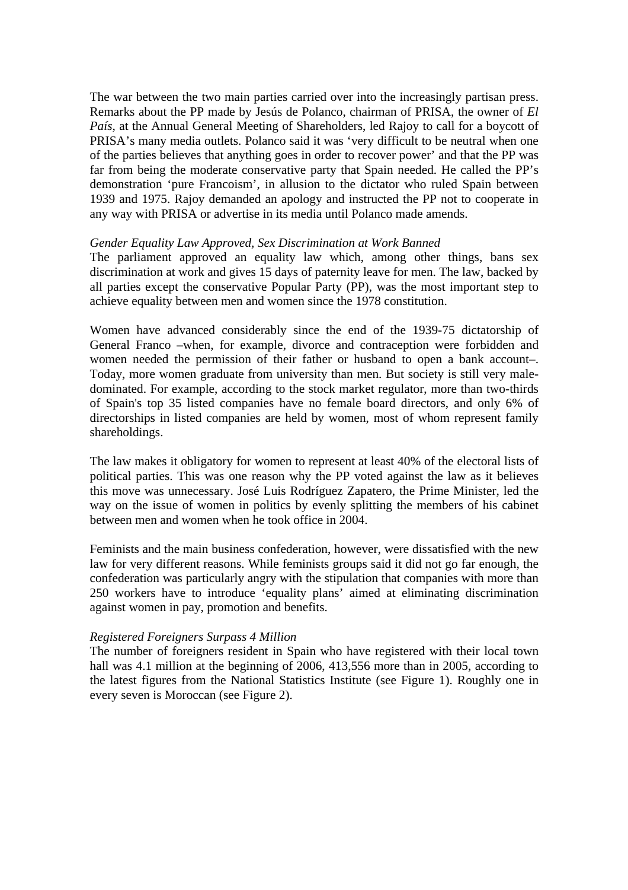The war between the two main parties carried over into the increasingly partisan press. Remarks about the PP made by Jesús de Polanco, chairman of PRISA, the owner of *El País*, at the Annual General Meeting of Shareholders, led Rajoy to call for a boycott of PRISA's many media outlets. Polanco said it was 'very difficult to be neutral when one of the parties believes that anything goes in order to recover power' and that the PP was far from being the moderate conservative party that Spain needed. He called the PP's demonstration 'pure Francoism', in allusion to the dictator who ruled Spain between 1939 and 1975. Rajoy demanded an apology and instructed the PP not to cooperate in any way with PRISA or advertise in its media until Polanco made amends.

*Gender Equality Law Approved, Sex Discrimination at Work Banned*

The parliament approved an equality law which, among other things, bans sex discrimination at work and gives 15 days of paternity leave for men. The law, backed by all parties except the conservative Popular Party (PP), was the most important step to achieve equality between men and women since the 1978 constitution.

Women have advanced considerably since the end of the 1939-75 dictatorship of General Franco –when, for example, divorce and contraception were forbidden and women needed the permission of their father or husband to open a bank account–. Today, more women graduate from university than men. But society is still very male-dominated. For example, according to the stock market regulator, more than two-thirds of Spain's top 35 listed companies have no female board directors, and only 6% of directorships in listed companies are held by women, most of whom represent family shareholdings.

The law makes it obligatory for women to represent at least 40% of the electoral lists of political parties. This was one reason why the PP voted against the law as it believes this move was unnecessary. José Luis Rodríguez Zapatero, the Prime Minister, led the way on the issue of women in politics by evenly splitting the members of his cabinet between men and women when he took office in 2004.

Feminists and the main business confederation, however, were dissatisfied with the new law for very different reasons. While feminists groups said it did not go far enough, the confederation was particularly angry with the stipulation that companies with more than 250 workers have to introduce 'equality plans' aimed at eliminating discrimination against women in pay, promotion and benefits.

*Registered Foreigners Surpass 4 Million*

The number of foreigners resident in Spain who have registered with their local town hall was 4.1 million at the beginning of 2006, 413,556 more than in 2005, according to the latest figures from the National Statistics Institute (see Figure 1). Roughly one in every seven is Moroccan (see Figure 2).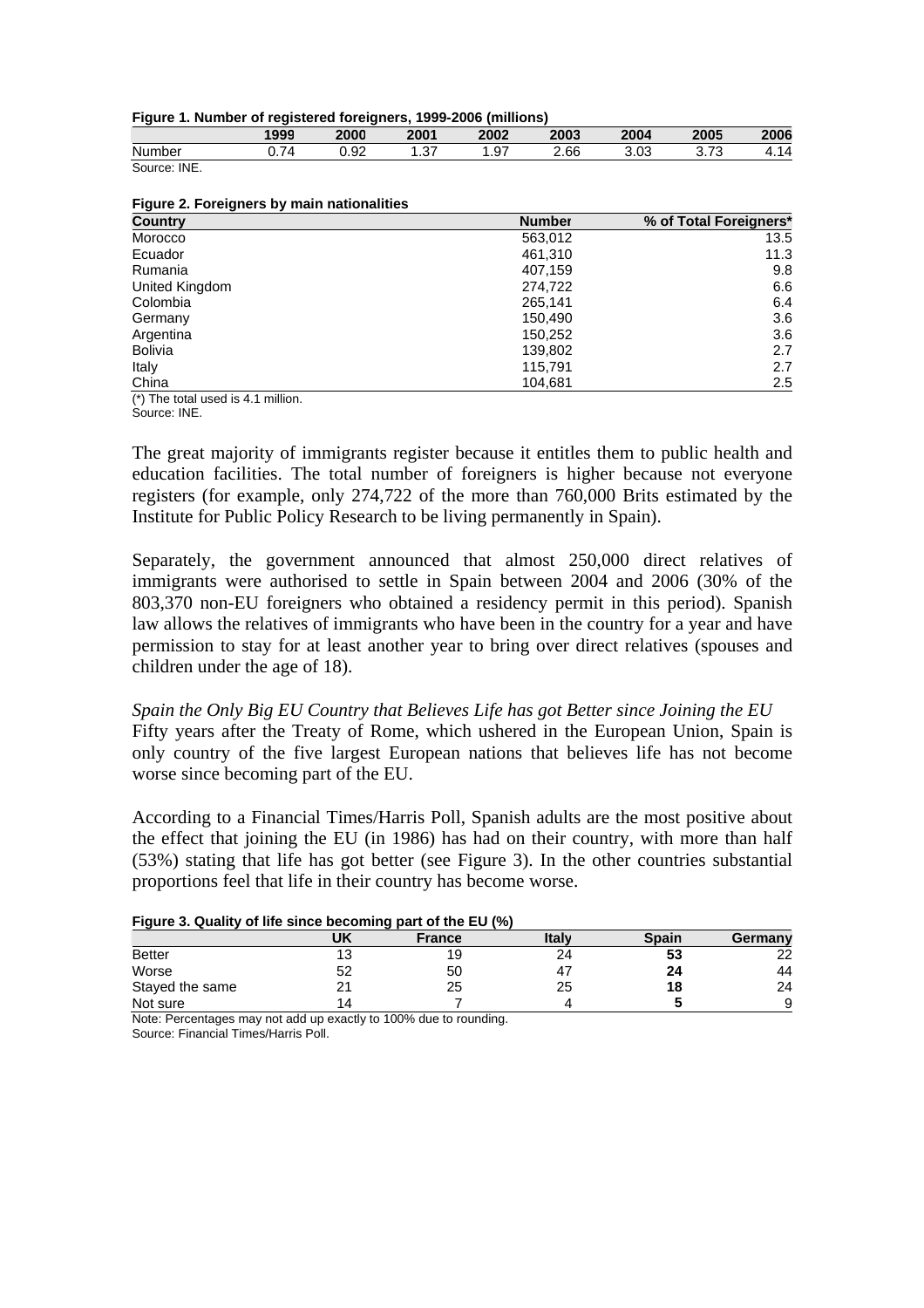**Figure 1. Number of registered foreigners, 1999-2006 (millions)**

| | 1999 | 2000 | 2001 | 2002 | 2003 | 2004 | 2005 | 2006 |
|---|---|---|---|---|---|---|---|---|
| Number | 0.74 | 0.92 | 1.37 | 1.97 | 2.66 | 3.03 | 3.73 | 4.14 |

Source: INE.

**Figure 2. Foreigners by main nationalities**

| Country | Number | % of Total Foreigners* |
|---|---|---|
| Morocco | 563,012 | 13.5 |
| Ecuador | 461,310 | 11.3 |
| Rumania | 407,159 | 9.8 |
| United Kingdom | 274,722 | 6.6 |
| Colombia | 265,141 | 6.4 |
| Germany | 150,490 | 3.6 |
| Argentina | 150,252 | 3.6 |
| Bolivia | 139,802 | 2.7 |
| Italy | 115,791 | 2.7 |
| China | 104,681 | 2.5 |

(*) The total used is 4.1 million.
Source: INE.

The great majority of immigrants register because it entitles them to public health and education facilities. The total number of foreigners is higher because not everyone registers (for example, only 274,722 of the more than 760,000 Brits estimated by the Institute for Public Policy Research to be living permanently in Spain).

Separately, the government announced that almost 250,000 direct relatives of immigrants were authorised to settle in Spain between 2004 and 2006 (30% of the 803,370 non-EU foreigners who obtained a residency permit in this period). Spanish law allows the relatives of immigrants who have been in the country for a year and have permission to stay for at least another year to bring over direct relatives (spouses and children under the age of 18).

*Spain the Only Big EU Country that Believes Life has got Better since Joining the EU*

Fifty years after the Treaty of Rome, which ushered in the European Union, Spain is only country of the five largest European nations that believes life has not become worse since becoming part of the EU.

According to a Financial Times/Harris Poll, Spanish adults are the most positive about the effect that joining the EU (in 1986) has had on their country, with more than half (53%) stating that life has got better (see Figure 3). In the other countries substantial proportions feel that life in their country has become worse.

**Figure 3. Quality of life since becoming part of the EU (%)**

| | UK | France | Italy | Spain | Germany |
|---|---|---|---|---|---|
| Better | 13 | 19 | 24 | **53** | 22 |
| Worse | 52 | 50 | 47 | **24** | 44 |
| Stayed the same | 21 | 25 | 25 | **18** | 24 |
| Not sure | 14 | 7 | 4 | **5** | 9 |

Note: Percentages may not add up exactly to 100% due to rounding.
Source: Financial Times/Harris Poll.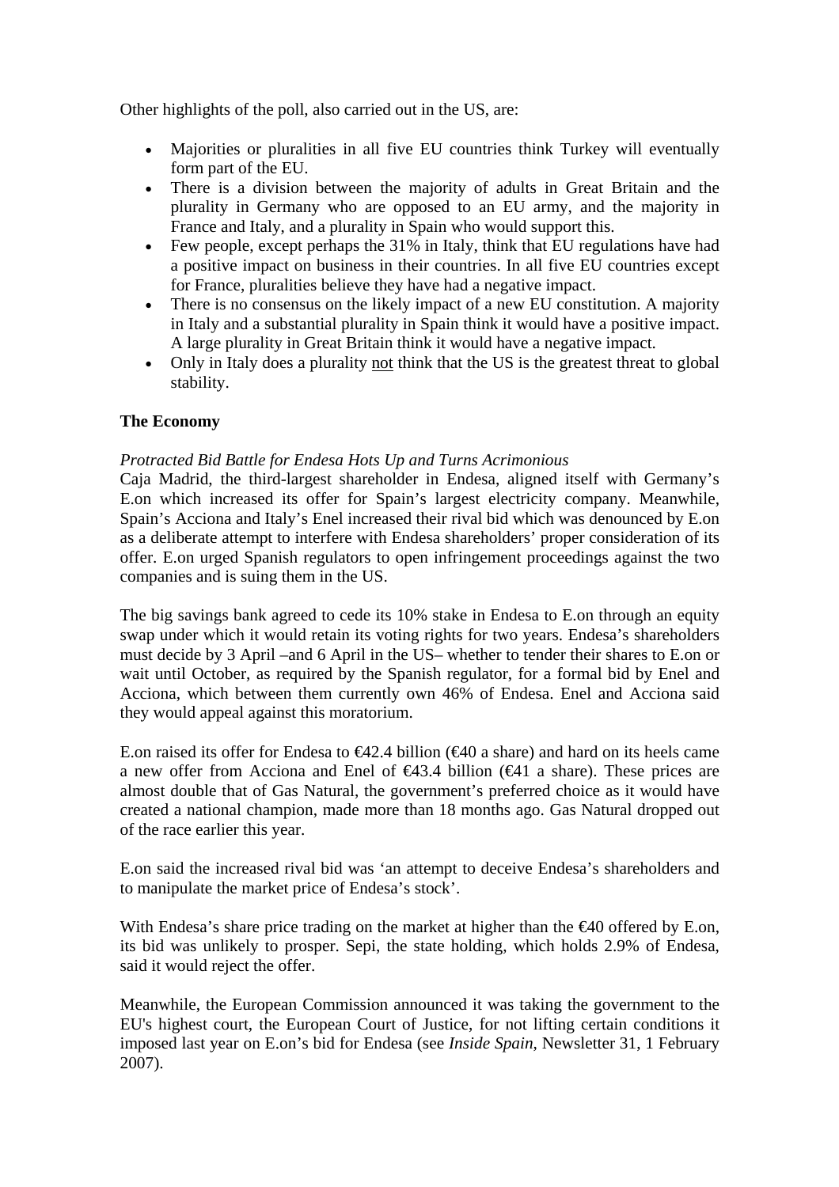Other highlights of the poll, also carried out in the US, are:

- Majorities or pluralities in all five EU countries think Turkey will eventually form part of the EU.
- There is a division between the majority of adults in Great Britain and the plurality in Germany who are opposed to an EU army, and the majority in France and Italy, and a plurality in Spain who would support this.
- Few people, except perhaps the 31% in Italy, think that EU regulations have had a positive impact on business in their countries. In all five EU countries except for France, pluralities believe they have had a negative impact.
- There is no consensus on the likely impact of a new EU constitution. A majority in Italy and a substantial plurality in Spain think it would have a positive impact. A large plurality in Great Britain think it would have a negative impact.
- Only in Italy does a plurality <u>not</u> think that the US is the greatest threat to global stability.

**The Economy**

*Protracted Bid Battle for Endesa Hots Up and Turns Acrimonious*

Caja Madrid, the third-largest shareholder in Endesa, aligned itself with Germany's E.on which increased its offer for Spain's largest electricity company. Meanwhile, Spain's Acciona and Italy's Enel increased their rival bid which was denounced by E.on as a deliberate attempt to interfere with Endesa shareholders' proper consideration of its offer. E.on urged Spanish regulators to open infringement proceedings against the two companies and is suing them in the US.

The big savings bank agreed to cede its 10% stake in Endesa to E.on through an equity swap under which it would retain its voting rights for two years. Endesa's shareholders must decide by 3 April –and 6 April in the US– whether to tender their shares to E.on or wait until October, as required by the Spanish regulator, for a formal bid by Enel and Acciona, which between them currently own 46% of Endesa. Enel and Acciona said they would appeal against this moratorium.

E.on raised its offer for Endesa to €42.4 billion (€40 a share) and hard on its heels came a new offer from Acciona and Enel of €43.4 billion (€41 a share). These prices are almost double that of Gas Natural, the government's preferred choice as it would have created a national champion, made more than 18 months ago. Gas Natural dropped out of the race earlier this year.

E.on said the increased rival bid was 'an attempt to deceive Endesa's shareholders and to manipulate the market price of Endesa's stock'.

With Endesa's share price trading on the market at higher than the €40 offered by E.on, its bid was unlikely to prosper. Sepi, the state holding, which holds 2.9% of Endesa, said it would reject the offer.

Meanwhile, the European Commission announced it was taking the government to the EU's highest court, the European Court of Justice, for not lifting certain conditions it imposed last year on E.on's bid for Endesa (see *Inside Spain*, Newsletter 31, 1 February 2007).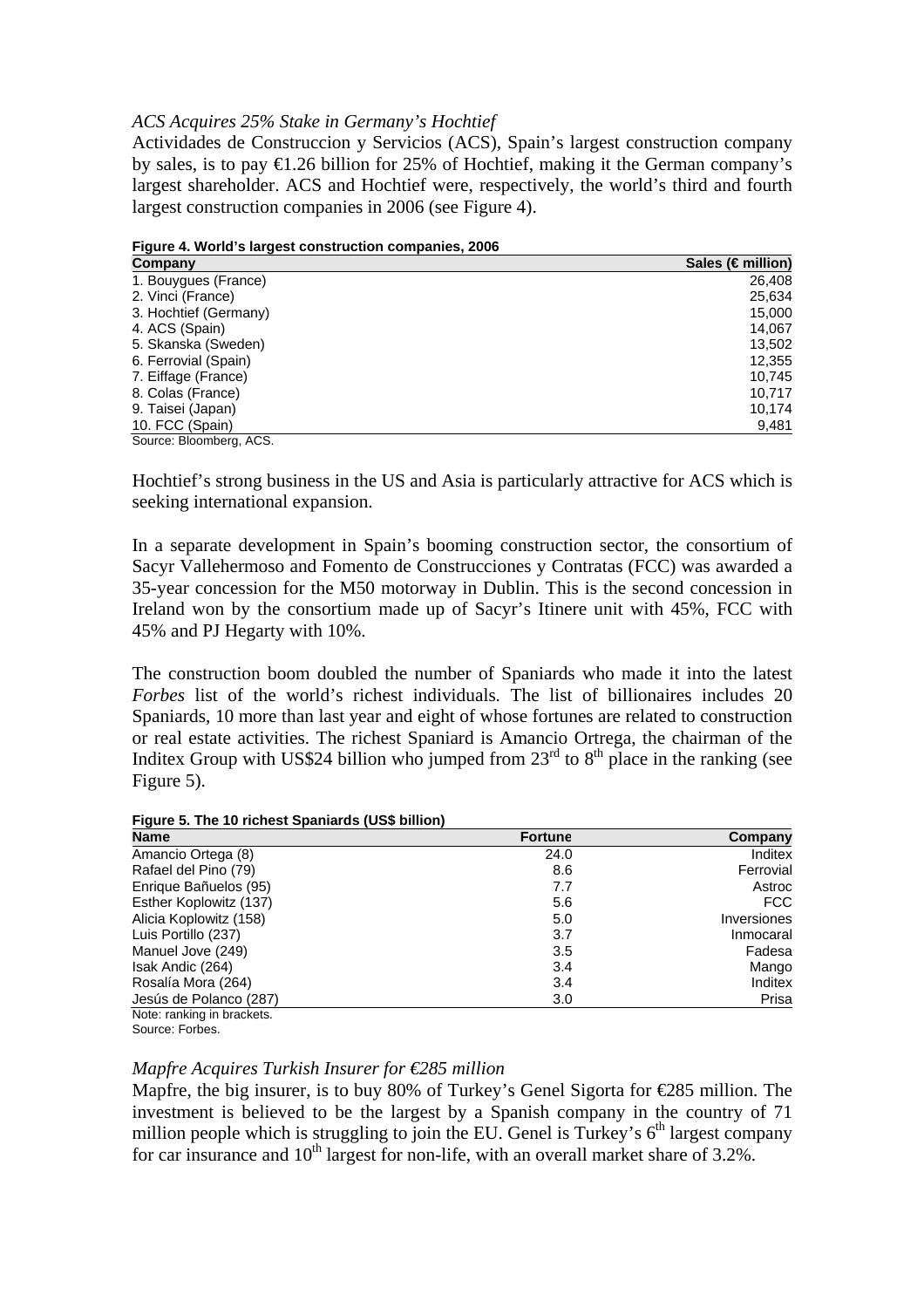*ACS Acquires 25% Stake in Germany's Hochtief*

Actividades de Construccion y Servicios (ACS), Spain's largest construction company by sales, is to pay €1.26 billion for 25% of Hochtief, making it the German company's largest shareholder. ACS and Hochtief were, respectively, the world's third and fourth largest construction companies in 2006 (see Figure 4).

**Figure 4. World's largest construction companies, 2006**

| Company | Sales (€ million) |
|---|---|
| 1. Bouygues (France) | 26,408 |
| 2. Vinci (France) | 25,634 |
| 3. Hochtief (Germany) | 15,000 |
| 4. ACS (Spain) | 14,067 |
| 5. Skanska (Sweden) | 13,502 |
| 6. Ferrovial (Spain) | 12,355 |
| 7. Eiffage (France) | 10,745 |
| 8. Colas (France) | 10,717 |
| 9. Taisei (Japan) | 10,174 |
| 10. FCC (Spain) | 9,481 |

Source: Bloomberg, ACS.

Hochtief's strong business in the US and Asia is particularly attractive for ACS which is seeking international expansion.

In a separate development in Spain's booming construction sector, the consortium of Sacyr Vallehermoso and Fomento de Construcciones y Contratas (FCC) was awarded a 35-year concession for the M50 motorway in Dublin. This is the second concession in Ireland won by the consortium made up of Sacyr's Itinere unit with 45%, FCC with 45% and PJ Hegarty with 10%.

The construction boom doubled the number of Spaniards who made it into the latest *Forbes* list of the world's richest individuals. The list of billionaires includes 20 Spaniards, 10 more than last year and eight of whose fortunes are related to construction or real estate activities. The richest Spaniard is Amancio Ortrega, the chairman of the Inditex Group with US$24 billion who jumped from 23rd to 8th place in the ranking (see Figure 5).

**Figure 5. The 10 richest Spaniards (US$ billion)**

| Name | Fortune | Company |
|---|---|---|
| Amancio Ortega (8) | 24.0 | Inditex |
| Rafael del Pino (79) | 8.6 | Ferrovial |
| Enrique Bañuelos (95) | 7.7 | Astroc |
| Esther Koplowitz (137) | 5.6 | FCC |
| Alicia Koplowitz (158) | 5.0 | Inversiones |
| Luis Portillo (237) | 3.7 | Inmocaral |
| Manuel Jove (249) | 3.5 | Fadesa |
| Isak Andic (264) | 3.4 | Mango |
| Rosalía Mora (264) | 3.4 | Inditex |
| Jesús de Polanco (287) | 3.0 | Prisa |

Note: ranking in brackets.
Source: Forbes.

*Mapfre Acquires Turkish Insurer for €285 million*

Mapfre, the big insurer, is to buy 80% of Turkey's Genel Sigorta for €285 million. The investment is believed to be the largest by a Spanish company in the country of 71 million people which is struggling to join the EU. Genel is Turkey's 6th largest company for car insurance and 10th largest for non-life, with an overall market share of 3.2%.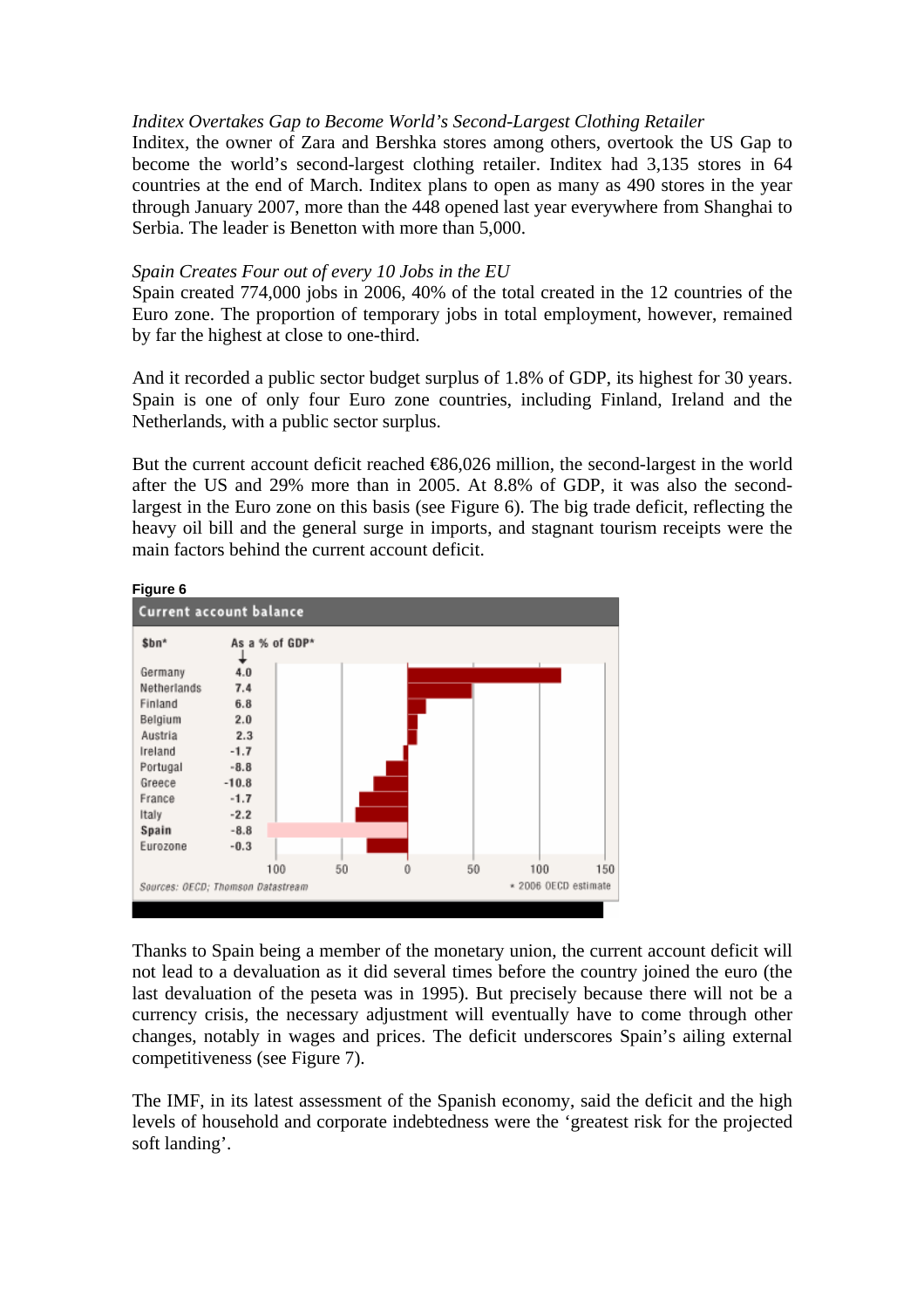*Inditex Overtakes Gap to Become World's Second-Largest Clothing Retailer*
Inditex, the owner of Zara and Bershka stores among others, overtook the US Gap to become the world's second-largest clothing retailer. Inditex had 3,135 stores in 64 countries at the end of March. Inditex plans to open as many as 490 stores in the year through January 2007, more than the 448 opened last year everywhere from Shanghai to Serbia. The leader is Benetton with more than 5,000.

*Spain Creates Four out of every 10 Jobs in the EU*
Spain created 774,000 jobs in 2006, 40% of the total created in the 12 countries of the Euro zone. The proportion of temporary jobs in total employment, however, remained by far the highest at close to one-third.

And it recorded a public sector budget surplus of 1.8% of GDP, its highest for 30 years. Spain is one of only four Euro zone countries, including Finland, Ireland and the Netherlands, with a public sector surplus.

But the current account deficit reached €86,026 million, the second-largest in the world after the US and 29% more than in 2005. At 8.8% of GDP, it was also the second-largest in the Euro zone on this basis (see Figure 6). The big trade deficit, reflecting the heavy oil bill and the general surge in imports, and stagnant tourism receipts were the main factors behind the current account deficit.

**Figure 6**

**Current account balance**

| $bn* | As a % of GDP* |
|---|---|
| Germany | 4.0 |
| Netherlands | 7.4 |
| Finland | 6.8 |
| Belgium | 2.0 |
| Austria | 2.3 |
| Ireland | -1.7 |
| Portugal | -8.8 |
| Greece | -10.8 |
| France | -1.7 |
| Italy | -2.2 |
| **Spain** | **-8.8** |
| Eurozone | -0.3 |

Sources: OECD; Thomson Datastream

* 2006 OECD estimate

Thanks to Spain being a member of the monetary union, the current account deficit will not lead to a devaluation as it did several times before the country joined the euro (the last devaluation of the peseta was in 1995). But precisely because there will not be a currency crisis, the necessary adjustment will eventually have to come through other changes, notably in wages and prices. The deficit underscores Spain's ailing external competitiveness (see Figure 7).

The IMF, in its latest assessment of the Spanish economy, said the deficit and the high levels of household and corporate indebtedness were the 'greatest risk for the projected soft landing'.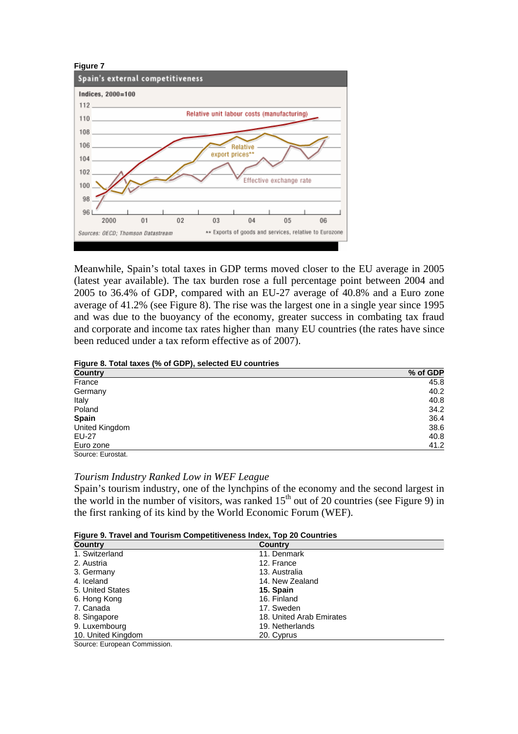**Figure 7**

Meanwhile, Spain's total taxes in GDP terms moved closer to the EU average in 2005 (latest year available). The tax burden rose a full percentage point between 2004 and 2005 to 36.4% of GDP, compared with an EU-27 average of 40.8% and a Euro zone average of 41.2% (see Figure 8). The rise was the largest one in a single year since 1995 and was due to the buoyancy of the economy, greater success in combating tax fraud and corporate and income tax rates higher than many EU countries (the rates have since been reduced under a tax reform effective as of 2007).

**Figure 8. Total taxes (% of GDP), selected EU countries**

| Country | % of GDP |
|---|---|
| France | 45.8 |
| Germany | 40.2 |
| Italy | 40.8 |
| Poland | 34.2 |
| **Spain** | 36.4 |
| United Kingdom | 38.6 |
| EU-27 | 40.8 |
| Euro zone | 41.2 |

Source: Eurostat.

*Tourism Industry Ranked Low in WEF League*

Spain's tourism industry, one of the lynchpins of the economy and the second largest in the world in the number of visitors, was ranked 15th out of 20 countries (see Figure 9) in the first ranking of its kind by the World Economic Forum (WEF).

**Figure 9. Travel and Tourism Competitiveness Index, Top 20 Countries**

| Country | Country |
|---|---|
| 1. Switzerland | 11. Denmark |
| 2. Austria | 12. France |
| 3. Germany | 13. Australia |
| 4. Iceland | 14. New Zealand |
| 5. United States | **15. Spain** |
| 6. Hong Kong | 16. Finland |
| 7. Canada | 17. Sweden |
| 8. Singapore | 18. United Arab Emirates |
| 9. Luxembourg | 19. Netherlands |
| 10. United Kingdom | 20. Cyprus |

Source: European Commission.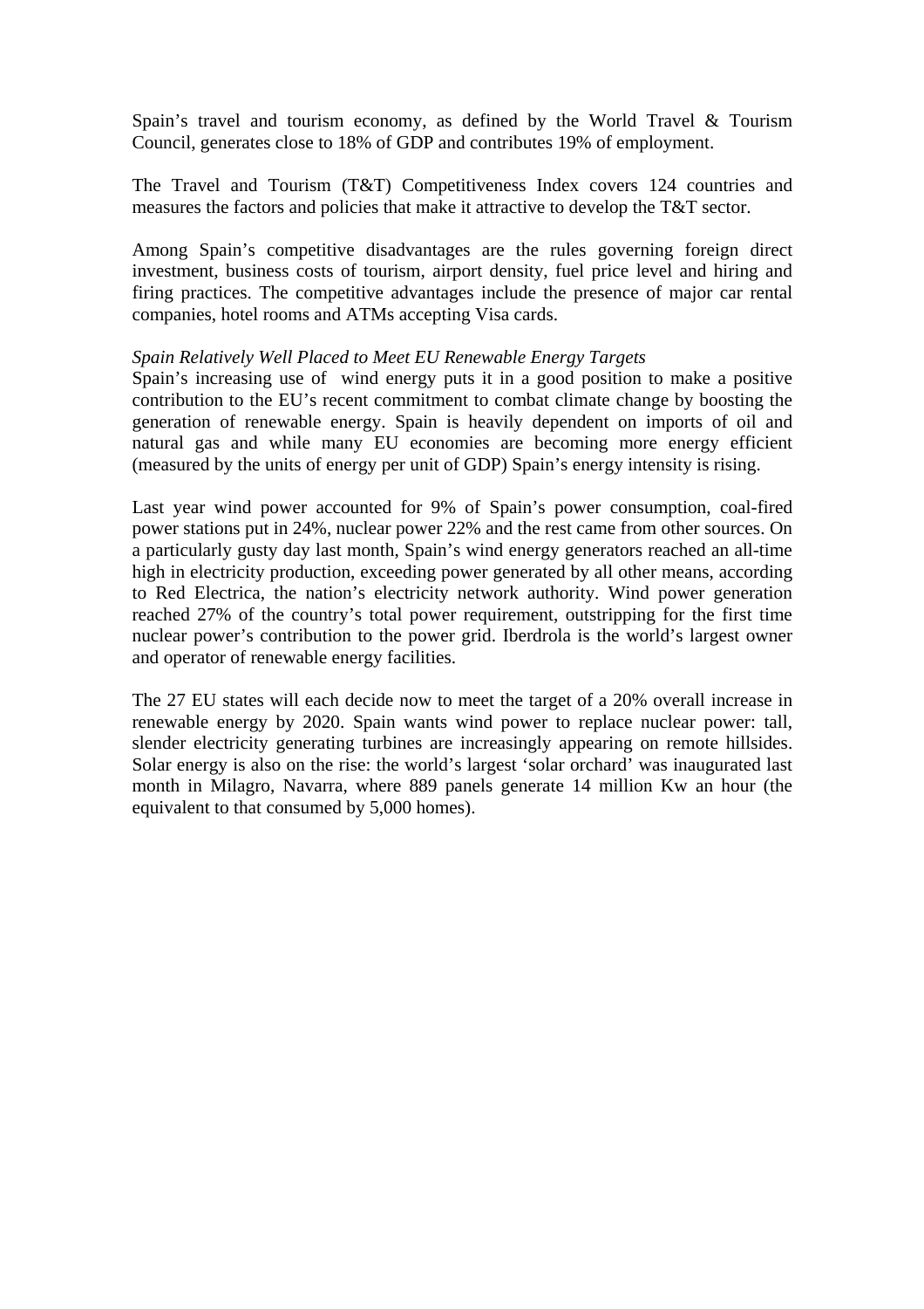Spain's travel and tourism economy, as defined by the World Travel & Tourism Council, generates close to 18% of GDP and contributes 19% of employment.

The Travel and Tourism (T&T) Competitiveness Index covers 124 countries and measures the factors and policies that make it attractive to develop the T&T sector.

Among Spain's competitive disadvantages are the rules governing foreign direct investment, business costs of tourism, airport density, fuel price level and hiring and firing practices. The competitive advantages include the presence of major car rental companies, hotel rooms and ATMs accepting Visa cards.

*Spain Relatively Well Placed to Meet EU Renewable Energy Targets*

Spain's increasing use of wind energy puts it in a good position to make a positive contribution to the EU's recent commitment to combat climate change by boosting the generation of renewable energy. Spain is heavily dependent on imports of oil and natural gas and while many EU economies are becoming more energy efficient (measured by the units of energy per unit of GDP) Spain's energy intensity is rising.

Last year wind power accounted for 9% of Spain's power consumption, coal-fired power stations put in 24%, nuclear power 22% and the rest came from other sources. On a particularly gusty day last month, Spain's wind energy generators reached an all-time high in electricity production, exceeding power generated by all other means, according to Red Electrica, the nation's electricity network authority. Wind power generation reached 27% of the country's total power requirement, outstripping for the first time nuclear power's contribution to the power grid. Iberdrola is the world's largest owner and operator of renewable energy facilities.

The 27 EU states will each decide now to meet the target of a 20% overall increase in renewable energy by 2020. Spain wants wind power to replace nuclear power: tall, slender electricity generating turbines are increasingly appearing on remote hillsides. Solar energy is also on the rise: the world's largest 'solar orchard' was inaugurated last month in Milagro, Navarra, where 889 panels generate 14 million Kw an hour (the equivalent to that consumed by 5,000 homes).